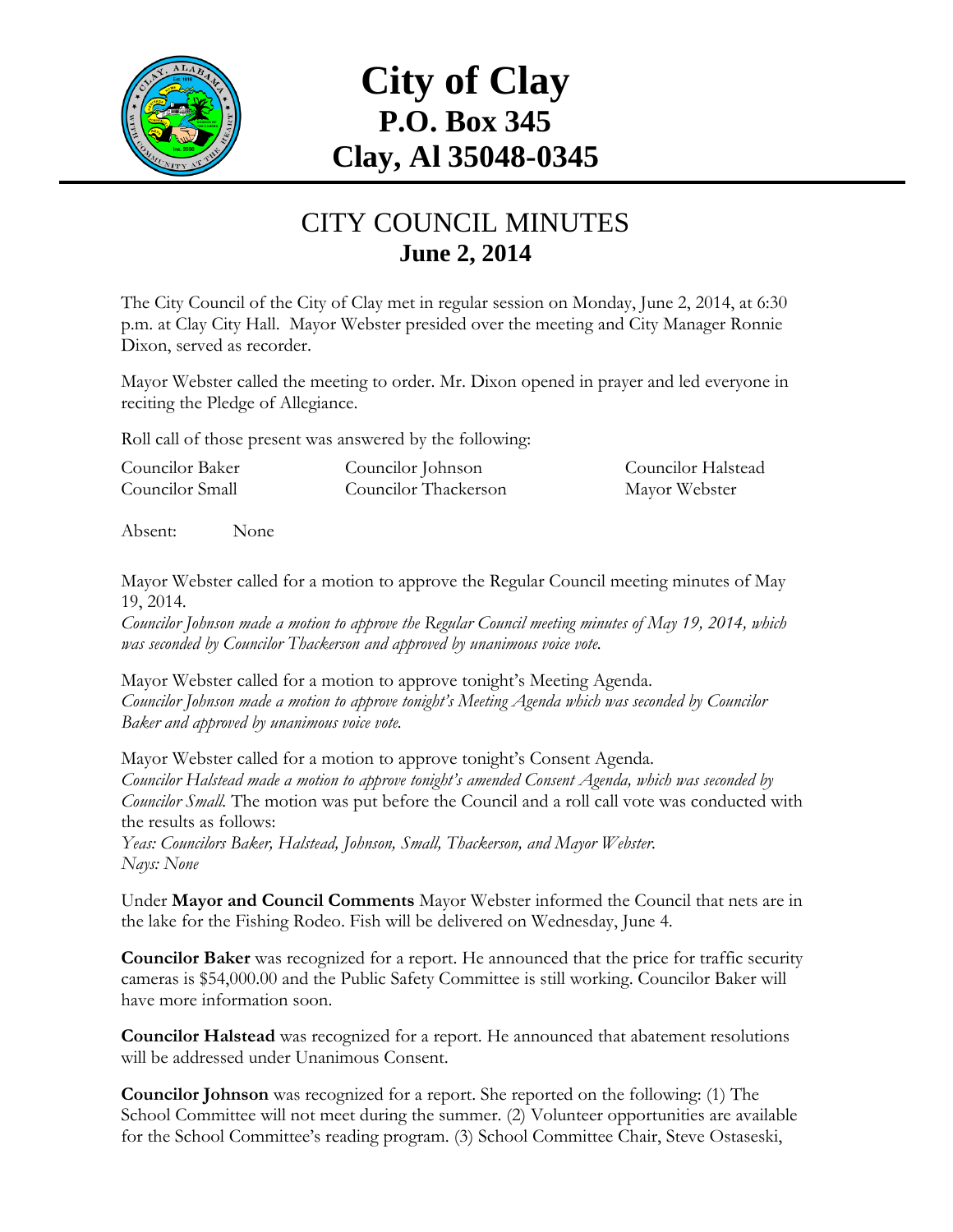# City of Clay
## P.O. Box 345
## Clay, Al 35048-0345

## CITY COUNCIL MINUTES
### June 2, 2014

The City Council of the City of Clay met in regular session on Monday, June 2, 2014, at 6:30 p.m. at Clay City Hall. Mayor Webster presided over the meeting and City Manager Ronnie Dixon, served as recorder.

Mayor Webster called the meeting to order. Mr. Dixon opened in prayer and led everyone in reciting the Pledge of Allegiance.

Roll call of those present was answered by the following:

| | | |
|---|---|---|
| Councilor Baker | Councilor Johnson | Councilor Halstead |
| Councilor Small | Councilor Thackerson | Mayor Webster |

Absent: None

Mayor Webster called for a motion to approve the Regular Council meeting minutes of May 19, 2014.
*Councilor Johnson made a motion to approve the Regular Council meeting minutes of May 19, 2014, which was seconded by Councilor Thackerson and approved by unanimous voice vote.*

Mayor Webster called for a motion to approve tonight's Meeting Agenda.
*Councilor Johnson made a motion to approve tonight's Meeting Agenda which was seconded by Councilor Baker and approved by unanimous voice vote.*

Mayor Webster called for a motion to approve tonight's Consent Agenda.
*Councilor Halstead made a motion to approve tonight's amended Consent Agenda, which was seconded by Councilor Small.* The motion was put before the Council and a roll call vote was conducted with the results as follows:
*Yeas: Councilors Baker, Halstead, Johnson, Small, Thackerson, and Mayor Webster.*
*Nays: None*

Under **Mayor and Council Comments** Mayor Webster informed the Council that nets are in the lake for the Fishing Rodeo. Fish will be delivered on Wednesday, June 4.

**Councilor Baker** was recognized for a report. He announced that the price for traffic security cameras is $54,000.00 and the Public Safety Committee is still working. Councilor Baker will have more information soon.

**Councilor Halstead** was recognized for a report. He announced that abatement resolutions will be addressed under Unanimous Consent.

**Councilor Johnson** was recognized for a report. She reported on the following: (1) The School Committee will not meet during the summer. (2) Volunteer opportunities are available for the School Committee's reading program. (3) School Committee Chair, Steve Ostaseski,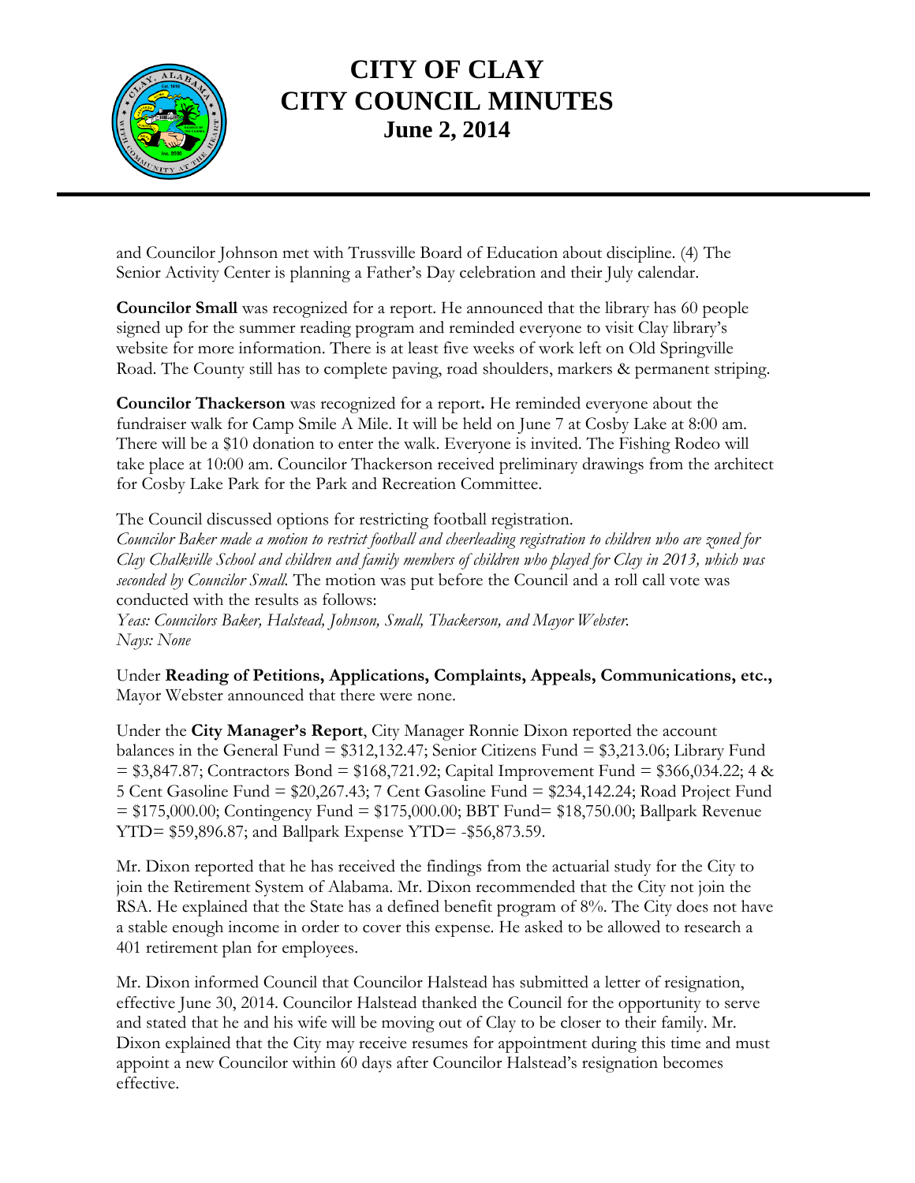and Councilor Johnson met with Trussville Board of Education about discipline. (4) The Senior Activity Center is planning a Father's Day celebration and their July calendar.

**Councilor Small** was recognized for a report. He announced that the library has 60 people signed up for the summer reading program and reminded everyone to visit Clay library's website for more information. There is at least five weeks of work left on Old Springville Road. The County still has to complete paving, road shoulders, markers & permanent striping.

**Councilor Thackerson** was recognized for a report**.** He reminded everyone about the fundraiser walk for Camp Smile A Mile. It will be held on June 7 at Cosby Lake at 8:00 am. There will be a $10 donation to enter the walk. Everyone is invited. The Fishing Rodeo will take place at 10:00 am. Councilor Thackerson received preliminary drawings from the architect for Cosby Lake Park for the Park and Recreation Committee.

The Council discussed options for restricting football registration.
*Councilor Baker made a motion to restrict football and cheerleading registration to children who are zoned for Clay Chalkville School and children and family members of children who played for Clay in 2013, which was seconded by Councilor Small.* The motion was put before the Council and a roll call vote was conducted with the results as follows:
*Yeas: Councilors Baker, Halstead, Johnson, Small, Thackerson, and Mayor Webster.*
*Nays: None*

Under **Reading of Petitions, Applications, Complaints, Appeals, Communications, etc.,** Mayor Webster announced that there were none.

Under the **City Manager's Report**, City Manager Ronnie Dixon reported the account balances in the General Fund = $312,132.47; Senior Citizens Fund = $3,213.06; Library Fund = $3,847.87; Contractors Bond = $168,721.92; Capital Improvement Fund = $366,034.22; 4 & 5 Cent Gasoline Fund = $20,267.43; 7 Cent Gasoline Fund = $234,142.24; Road Project Fund = $175,000.00; Contingency Fund = $175,000.00; BBT Fund= $18,750.00; Ballpark Revenue YTD= $59,896.87; and Ballpark Expense YTD= -$56,873.59.

Mr. Dixon reported that he has received the findings from the actuarial study for the City to join the Retirement System of Alabama. Mr. Dixon recommended that the City not join the RSA. He explained that the State has a defined benefit program of 8%. The City does not have a stable enough income in order to cover this expense. He asked to be allowed to research a 401 retirement plan for employees.

Mr. Dixon informed Council that Councilor Halstead has submitted a letter of resignation, effective June 30, 2014. Councilor Halstead thanked the Council for the opportunity to serve and stated that he and his wife will be moving out of Clay to be closer to their family. Mr. Dixon explained that the City may receive resumes for appointment during this time and must appoint a new Councilor within 60 days after Councilor Halstead's resignation becomes effective.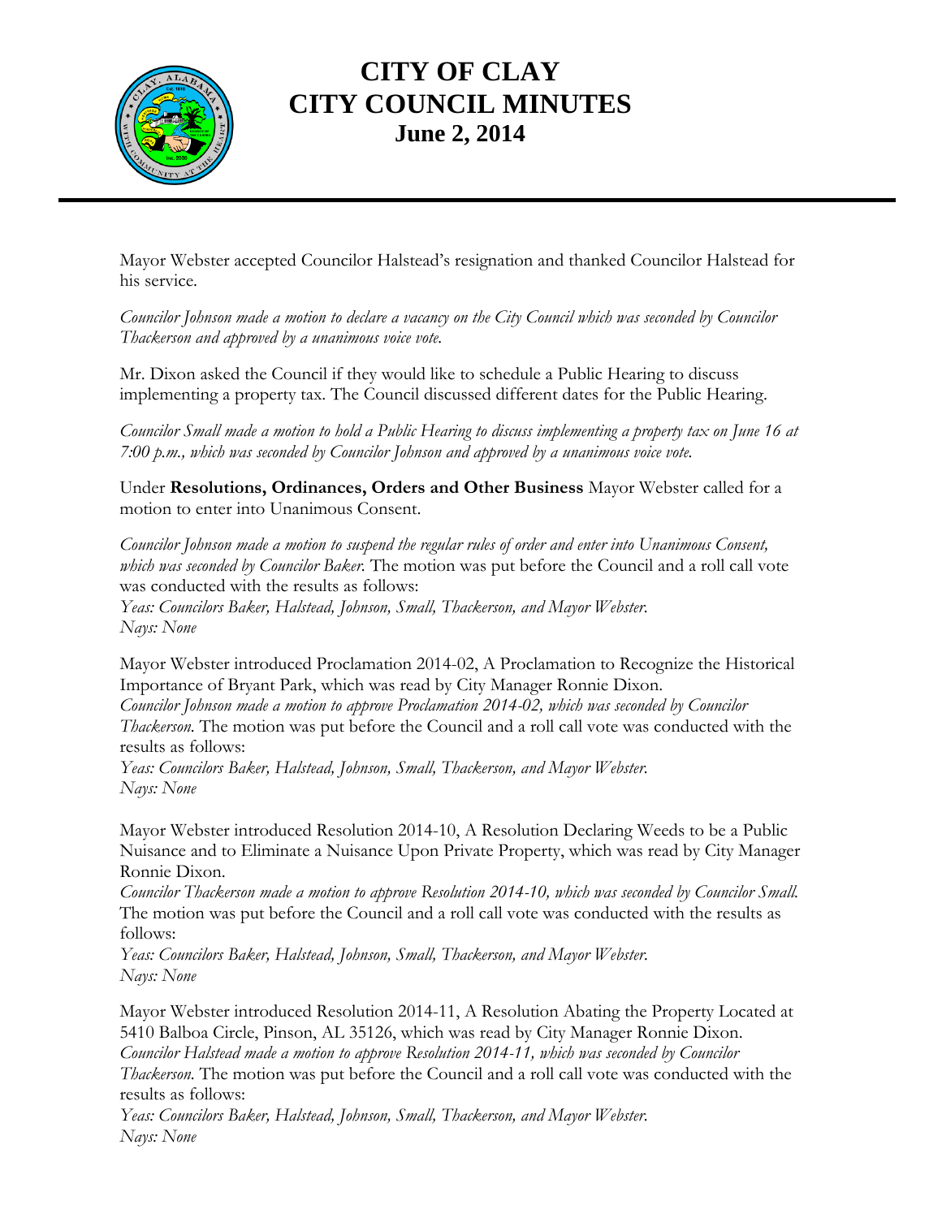# CITY OF CLAY
# CITY COUNCIL MINUTES
## June 2, 2014

Mayor Webster accepted Councilor Halstead's resignation and thanked Councilor Halstead for his service.

*Councilor Johnson made a motion to declare a vacancy on the City Council which was seconded by Councilor Thackerson and approved by a unanimous voice vote.*

Mr. Dixon asked the Council if they would like to schedule a Public Hearing to discuss implementing a property tax. The Council discussed different dates for the Public Hearing.

*Councilor Small made a motion to hold a Public Hearing to discuss implementing a property tax on June 16 at 7:00 p.m., which was seconded by Councilor Johnson and approved by a unanimous voice vote.*

Under **Resolutions, Ordinances, Orders and Other Business** Mayor Webster called for a motion to enter into Unanimous Consent.

*Councilor Johnson made a motion to suspend the regular rules of order and enter into Unanimous Consent, which was seconded by Councilor Baker.* The motion was put before the Council and a roll call vote was conducted with the results as follows:
*Yeas: Councilors Baker, Halstead, Johnson, Small, Thackerson, and Mayor Webster.*
*Nays: None*

Mayor Webster introduced Proclamation 2014-02, A Proclamation to Recognize the Historical Importance of Bryant Park, which was read by City Manager Ronnie Dixon.
*Councilor Johnson made a motion to approve Proclamation 2014-02, which was seconded by Councilor Thackerson.* The motion was put before the Council and a roll call vote was conducted with the results as follows:
*Yeas: Councilors Baker, Halstead, Johnson, Small, Thackerson, and Mayor Webster.*
*Nays: None*

Mayor Webster introduced Resolution 2014-10, A Resolution Declaring Weeds to be a Public Nuisance and to Eliminate a Nuisance Upon Private Property, which was read by City Manager Ronnie Dixon.
*Councilor Thackerson made a motion to approve Resolution 2014-10, which was seconded by Councilor Small.* The motion was put before the Council and a roll call vote was conducted with the results as follows:
*Yeas: Councilors Baker, Halstead, Johnson, Small, Thackerson, and Mayor Webster.*
*Nays: None*

Mayor Webster introduced Resolution 2014-11, A Resolution Abating the Property Located at 5410 Balboa Circle, Pinson, AL 35126, which was read by City Manager Ronnie Dixon.
*Councilor Halstead made a motion to approve Resolution 2014-11, which was seconded by Councilor Thackerson.* The motion was put before the Council and a roll call vote was conducted with the results as follows:
*Yeas: Councilors Baker, Halstead, Johnson, Small, Thackerson, and Mayor Webster.*
*Nays: None*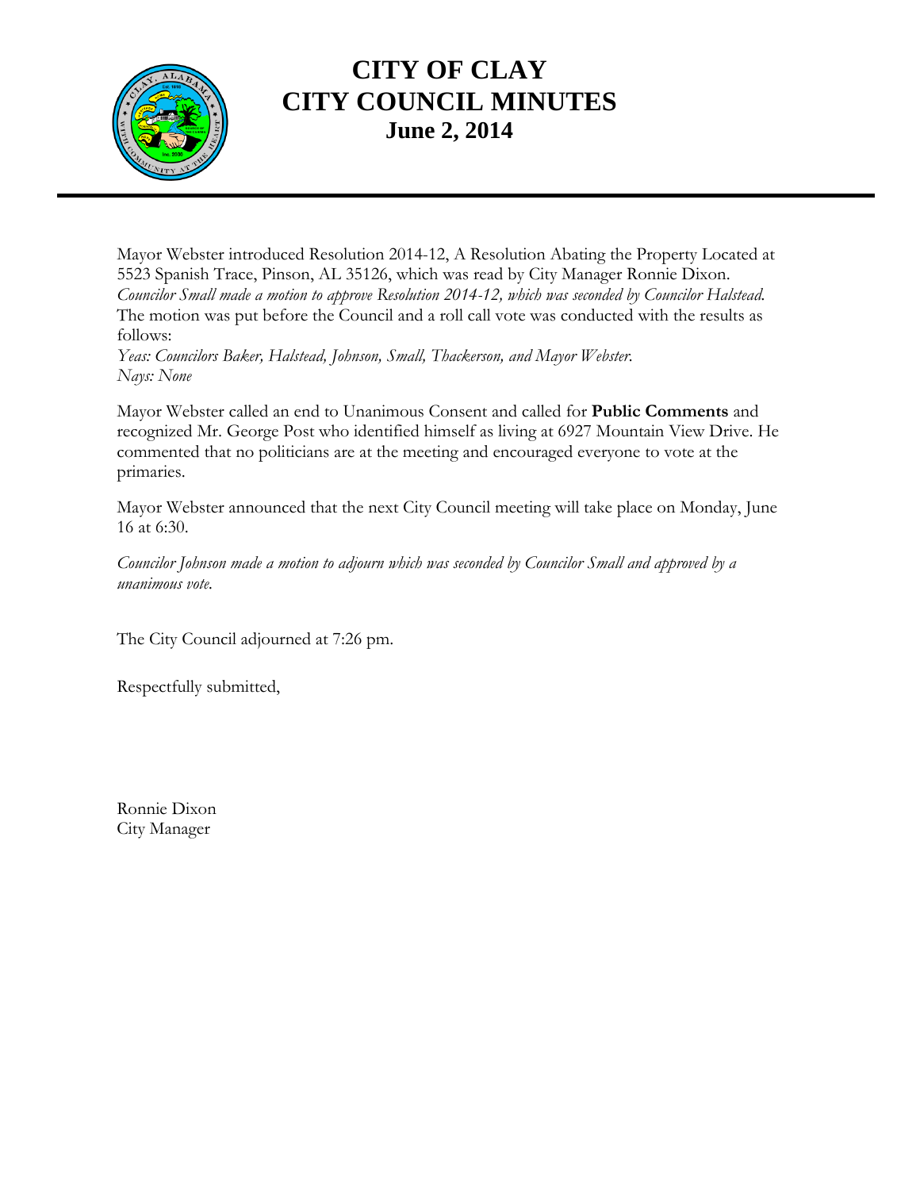# CITY OF CLAY
# CITY COUNCIL MINUTES
## June 2, 2014

Mayor Webster introduced Resolution 2014-12, A Resolution Abating the Property Located at 5523 Spanish Trace, Pinson, AL 35126, which was read by City Manager Ronnie Dixon. *Councilor Small made a motion to approve Resolution 2014-12, which was seconded by Councilor Halstead.* The motion was put before the Council and a roll call vote was conducted with the results as follows:
*Yeas: Councilors Baker, Halstead, Johnson, Small, Thackerson, and Mayor Webster.*
*Nays: None*

Mayor Webster called an end to Unanimous Consent and called for **Public Comments** and recognized Mr. George Post who identified himself as living at 6927 Mountain View Drive. He commented that no politicians are at the meeting and encouraged everyone to vote at the primaries.

Mayor Webster announced that the next City Council meeting will take place on Monday, June 16 at 6:30.

*Councilor Johnson made a motion to adjourn which was seconded by Councilor Small and approved by a unanimous vote.*

The City Council adjourned at 7:26 pm.

Respectfully submitted,

Ronnie Dixon
City Manager